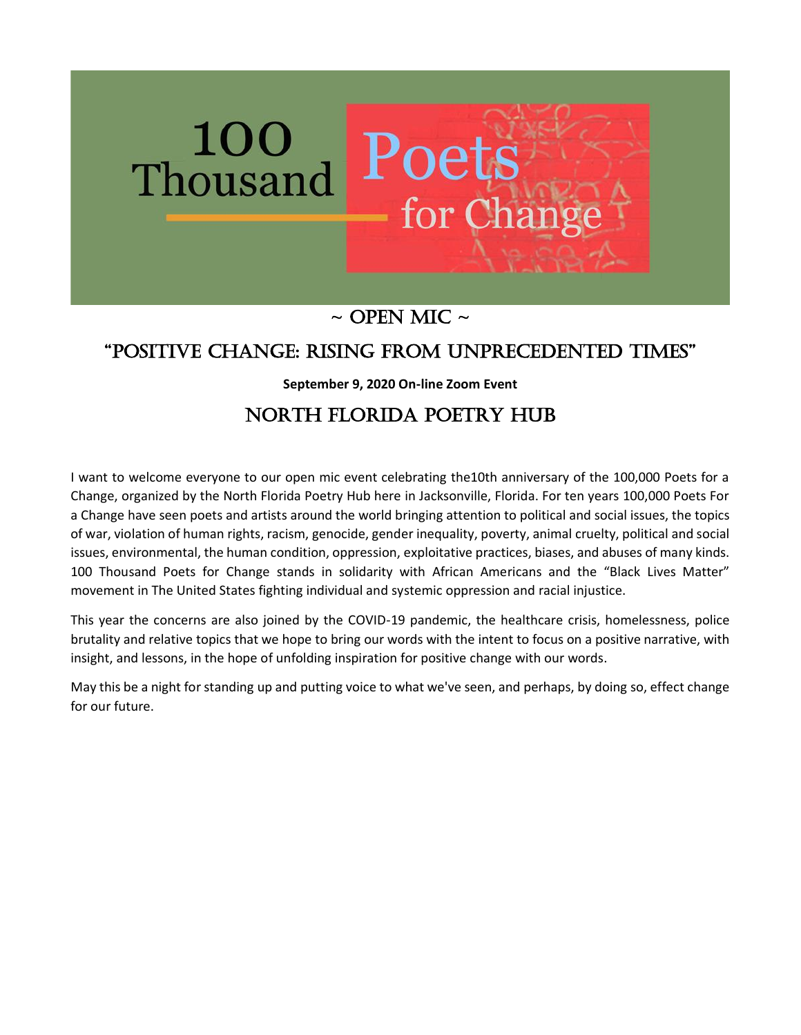# 100 Thousand Poets for Change

## ~ OPEN MIC ~

## "POSITIVE CHANGE: RISING FROM UNPRECEDENTED TIMES"

**September 9, 2020 On-line Zoom Event**

## NORTH FLORIDA POETRY HUB

I want to welcome everyone to our open mic event celebrating the10th anniversary of the 100,000 Poets for a Change, organized by the North Florida Poetry Hub here in Jacksonville, Florida. For ten years 100,000 Poets For a Change have seen poets and artists around the world bringing attention to political and social issues, the topics of war, violation of human rights, racism, genocide, gender inequality, poverty, animal cruelty, political and social issues, environmental, the human condition, oppression, exploitative practices, biases, and abuses of many kinds. 100 Thousand Poets for Change stands in solidarity with African Americans and the "Black Lives Matter" movement in The United States fighting individual and systemic oppression and racial injustice.

This year the concerns are also joined by the COVID-19 pandemic, the healthcare crisis, homelessness, police brutality and relative topics that we hope to bring our words with the intent to focus on a positive narrative, with insight, and lessons, in the hope of unfolding inspiration for positive change with our words.

May this be a night for standing up and putting voice to what we've seen, and perhaps, by doing so, effect change for our future.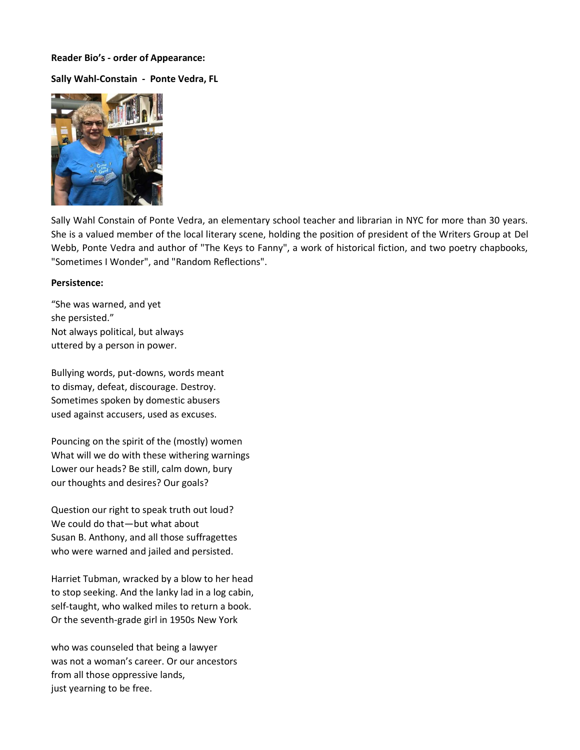**Reader Bio's - order of Appearance:**

**Sally Wahl-Constain - Ponte Vedra, FL**

Sally Wahl Constain of Ponte Vedra, an elementary school teacher and librarian in NYC for more than 30 years. She is a valued member of the local literary scene, holding the position of president of the Writers Group at Del Webb, Ponte Vedra and author of "The Keys to Fanny", a work of historical fiction, and two poetry chapbooks, "Sometimes I Wonder", and "Random Reflections".

**Persistence:**

"She was warned, and yet  
she persisted."  
Not always political, but always  
uttered by a person in power.

Bullying words, put-downs, words meant  
to dismay, defeat, discourage. Destroy.  
Sometimes spoken by domestic abusers  
used against accusers, used as excuses.

Pouncing on the spirit of the (mostly) women  
What will we do with these withering warnings  
Lower our heads? Be still, calm down, bury  
our thoughts and desires? Our goals?

Question our right to speak truth out loud?  
We could do that—but what about  
Susan B. Anthony, and all those suffragettes  
who were warned and jailed and persisted.

Harriet Tubman, wracked by a blow to her head  
to stop seeking. And the lanky lad in a log cabin,  
self-taught, who walked miles to return a book.  
Or the seventh-grade girl in 1950s New York

who was counseled that being a lawyer  
was not a woman's career. Or our ancestors  
from all those oppressive lands,  
just yearning to be free.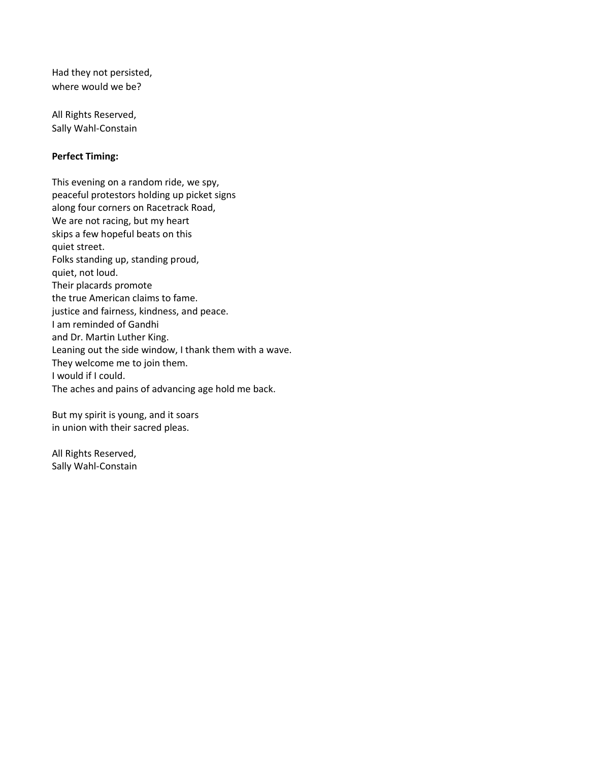Had they not persisted,  
where would we be?

All Rights Reserved,  
Sally Wahl-Constain

**Perfect Timing:**

This evening on a random ride, we spy,  
peaceful protestors holding up picket signs  
along four corners on Racetrack Road,  
We are not racing, but my heart  
skips a few hopeful beats on this  
quiet street.  
Folks standing up, standing proud,  
quiet, not loud.  
Their placards promote  
the true American claims to fame.  
justice and fairness, kindness, and peace.  
I am reminded of Gandhi  
and Dr. Martin Luther King.  
Leaning out the side window, I thank them with a wave.  
They welcome me to join them.  
I would if I could.  
The aches and pains of advancing age hold me back.

But my spirit is young, and it soars  
in union with their sacred pleas.

All Rights Reserved,  
Sally Wahl-Constain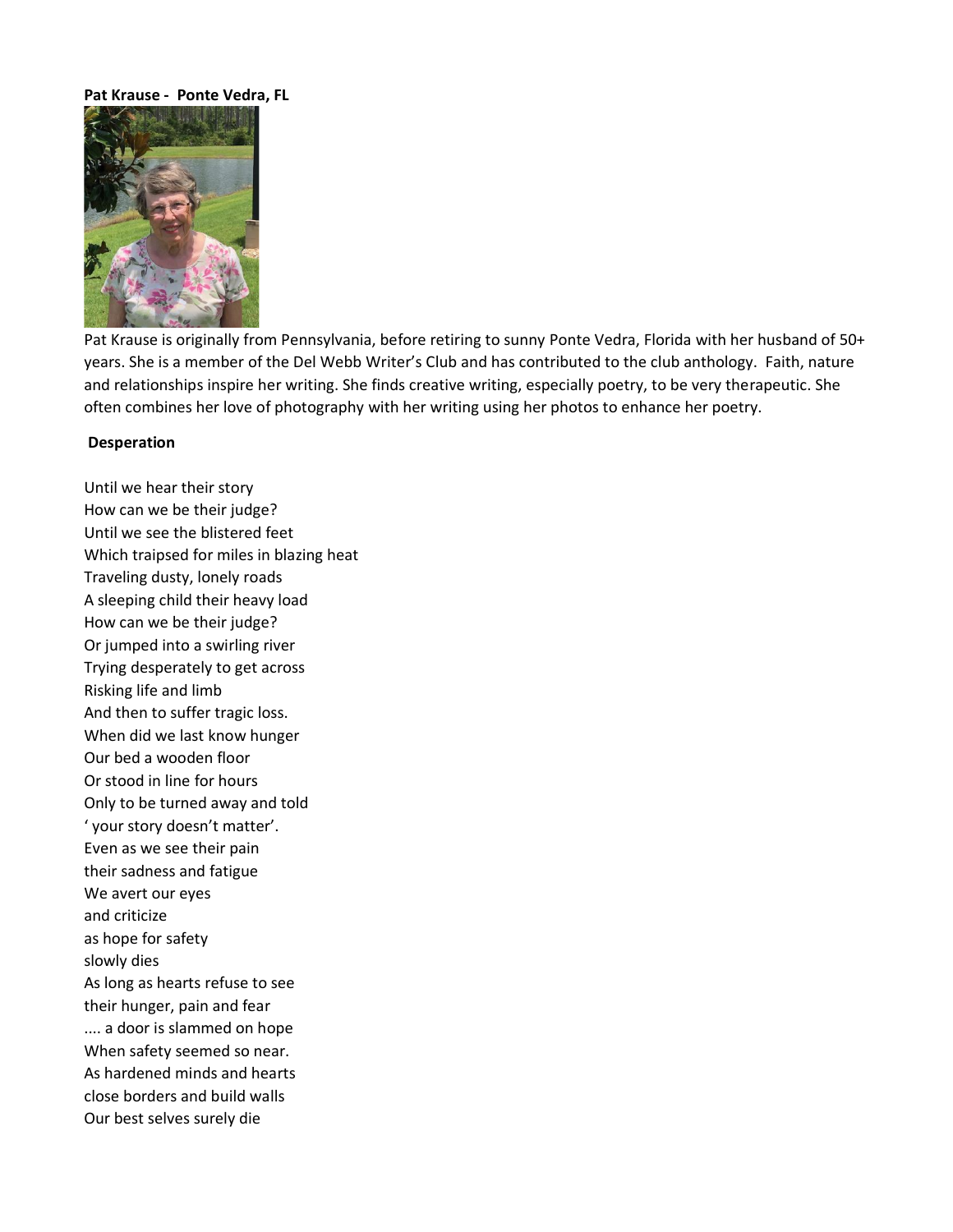**Pat Krause - Ponte Vedra, FL**

Pat Krause is originally from Pennsylvania, before retiring to sunny Ponte Vedra, Florida with her husband of 50+ years. She is a member of the Del Webb Writer's Club and has contributed to the club anthology. Faith, nature and relationships inspire her writing. She finds creative writing, especially poetry, to be very therapeutic. She often combines her love of photography with her writing using her photos to enhance her poetry.

**Desperation**

Until we hear their story  
How can we be their judge?  
Until we see the blistered feet  
Which traipsed for miles in blazing heat  
Traveling dusty, lonely roads  
A sleeping child their heavy load  
How can we be their judge?  
Or jumped into a swirling river  
Trying desperately to get across  
Risking life and limb  
And then to suffer tragic loss.  
When did we last know hunger  
Our bed a wooden floor  
Or stood in line for hours  
Only to be turned away and told  
' your story doesn't matter'.  
Even as we see their pain  
their sadness and fatigue  
We avert our eyes  
and criticize  
as hope for safety  
slowly dies  
As long as hearts refuse to see  
their hunger, pain and fear  
.... a door is slammed on hope  
When safety seemed so near.  
As hardened minds and hearts  
close borders and build walls  
Our best selves surely die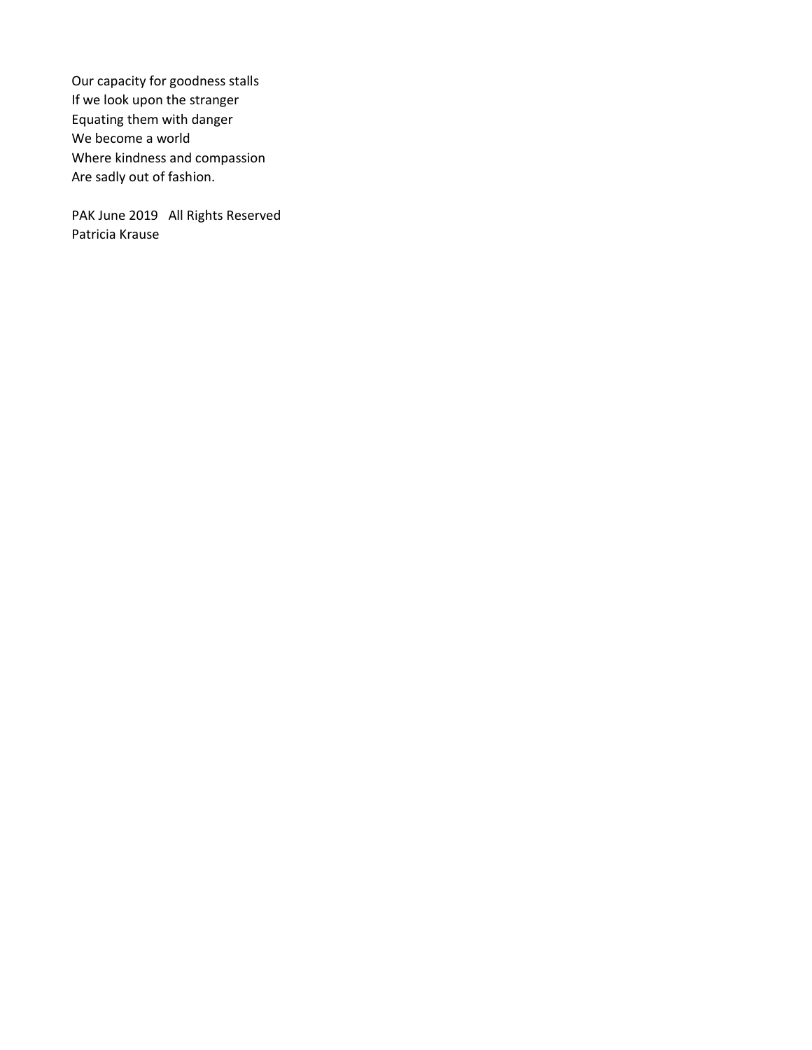Our capacity for goodness stalls  
If we look upon the stranger  
Equating them with danger  
We become a world  
Where kindness and compassion  
Are sadly out of fashion.

PAK June 2019   All Rights Reserved  
Patricia Krause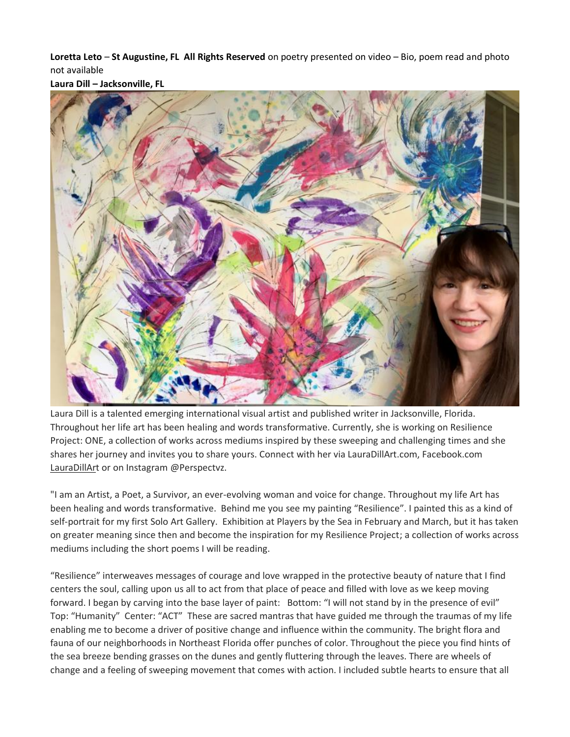**Loretta Leto** – **St Augustine, FL All Rights Reserved** on poetry presented on video – Bio, poem read and photo not available

**Laura Dill – Jacksonville, FL**

Laura Dill is a talented emerging international visual artist and published writer in Jacksonville, Florida. Throughout her life art has been healing and words transformative. Currently, she is working on Resilience Project: ONE, a collection of works across mediums inspired by these sweeping and challenging times and she shares her journey and invites you to share yours. Connect with her via LauraDillArt.com, Facebook.com LauraDillArt or on Instagram @Perspectvz.

"I am an Artist, a Poet, a Survivor, an ever-evolving woman and voice for change. Throughout my life Art has been healing and words transformative. Behind me you see my painting "Resilience". I painted this as a kind of self-portrait for my first Solo Art Gallery. Exhibition at Players by the Sea in February and March, but it has taken on greater meaning since then and become the inspiration for my Resilience Project; a collection of works across mediums including the short poems I will be reading.

"Resilience" interweaves messages of courage and love wrapped in the protective beauty of nature that I find centers the soul, calling upon us all to act from that place of peace and filled with love as we keep moving forward. I began by carving into the base layer of paint: Bottom: "I will not stand by in the presence of evil" Top: "Humanity" Center: "ACT" These are sacred mantras that have guided me through the traumas of my life enabling me to become a driver of positive change and influence within the community. The bright flora and fauna of our neighborhoods in Northeast Florida offer punches of color. Throughout the piece you find hints of the sea breeze bending grasses on the dunes and gently fluttering through the leaves. There are wheels of change and a feeling of sweeping movement that comes with action. I included subtle hearts to ensure that all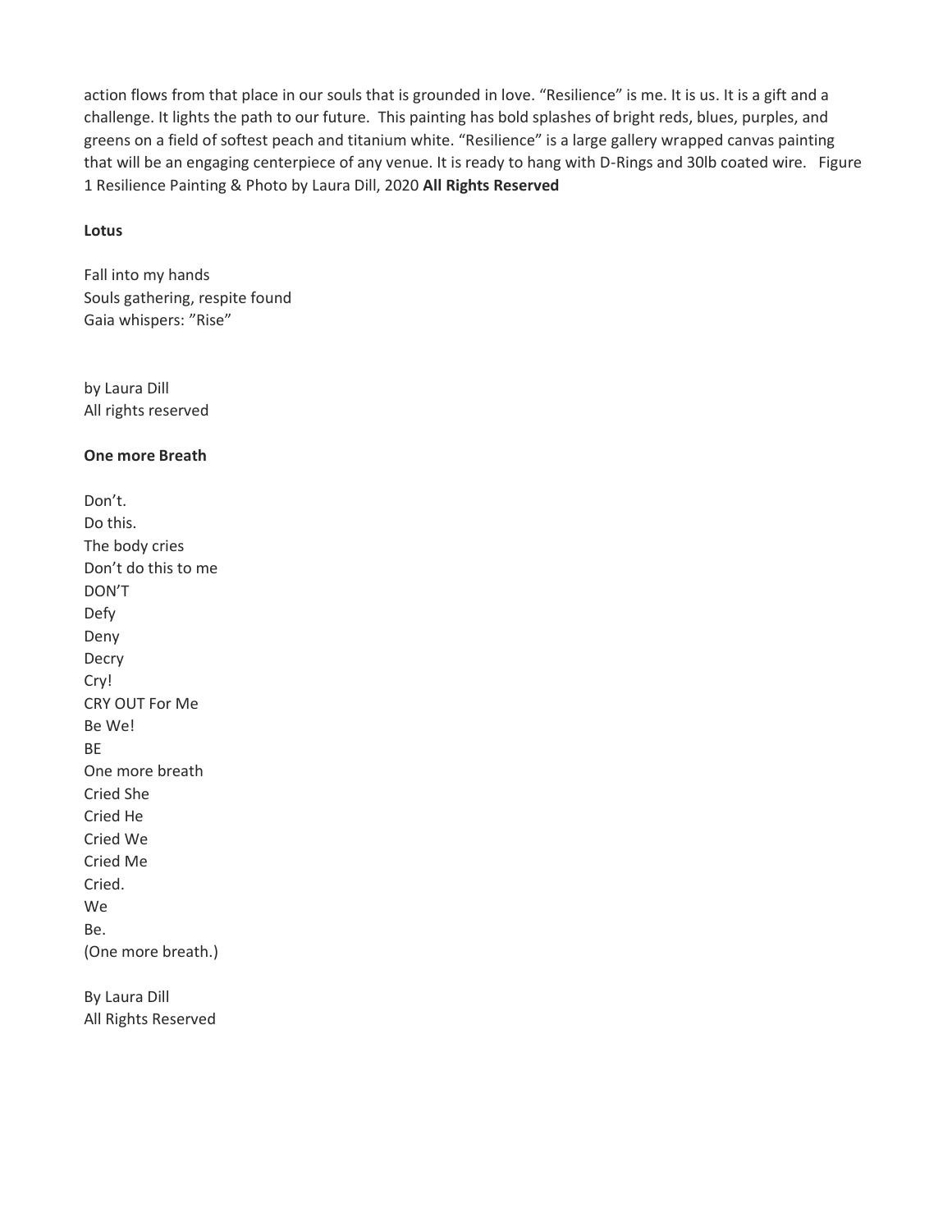action flows from that place in our souls that is grounded in love. "Resilience" is me. It is us. It is a gift and a challenge. It lights the path to our future. This painting has bold splashes of bright reds, blues, purples, and greens on a field of softest peach and titanium white. "Resilience" is a large gallery wrapped canvas painting that will be an engaging centerpiece of any venue. It is ready to hang with D-Rings and 30lb coated wire. Figure 1 Resilience Painting & Photo by Laura Dill, 2020 **All Rights Reserved**

**Lotus**

Fall into my hands  
Souls gathering, respite found  
Gaia whispers: "Rise"

by Laura Dill  
All rights reserved

**One more Breath**

Don't.  
Do this.  
The body cries  
Don't do this to me  
DON'T  
Defy  
Deny  
Decry  
Cry!  
CRY OUT For Me  
Be We!  
BE  
One more breath  
Cried She  
Cried He  
Cried We  
Cried Me  
Cried.  
We  
Be.  
(One more breath.)

By Laura Dill  
All Rights Reserved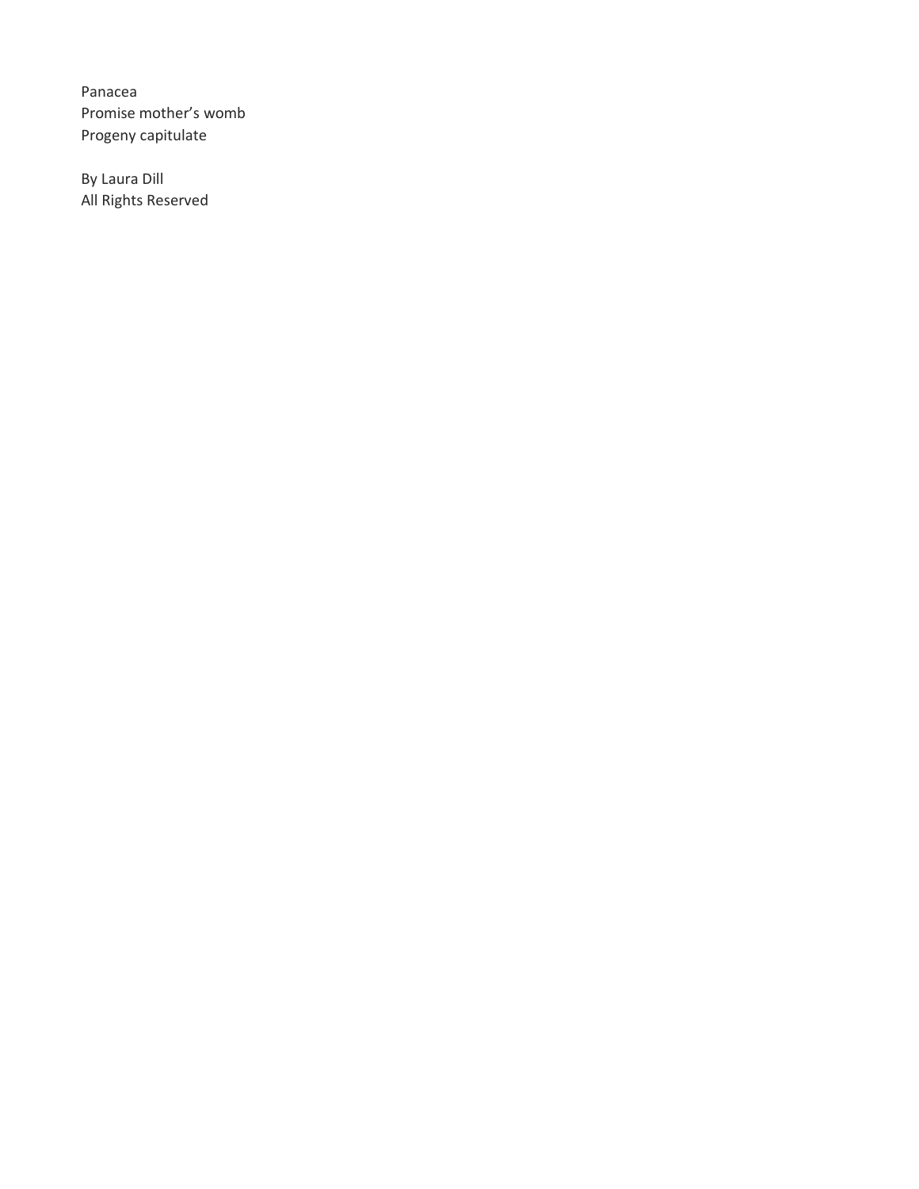Panacea
Promise mother's womb
Progeny capitulate

By Laura Dill
All Rights Reserved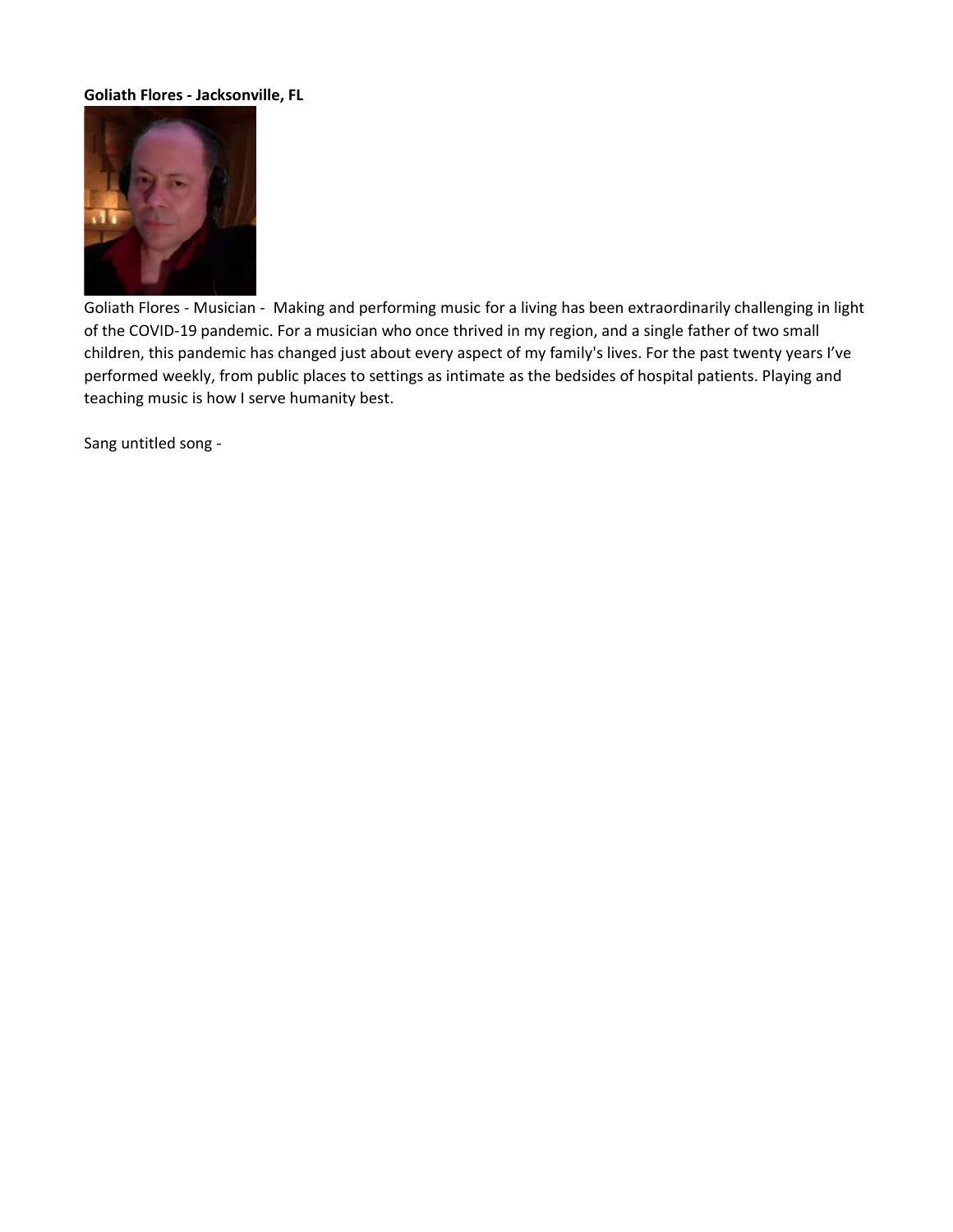**Goliath Flores - Jacksonville, FL**

Goliath Flores - Musician - Making and performing music for a living has been extraordinarily challenging in light of the COVID-19 pandemic. For a musician who once thrived in my region, and a single father of two small children, this pandemic has changed just about every aspect of my family's lives. For the past twenty years I've performed weekly, from public places to settings as intimate as the bedsides of hospital patients. Playing and teaching music is how I serve humanity best.

Sang untitled song -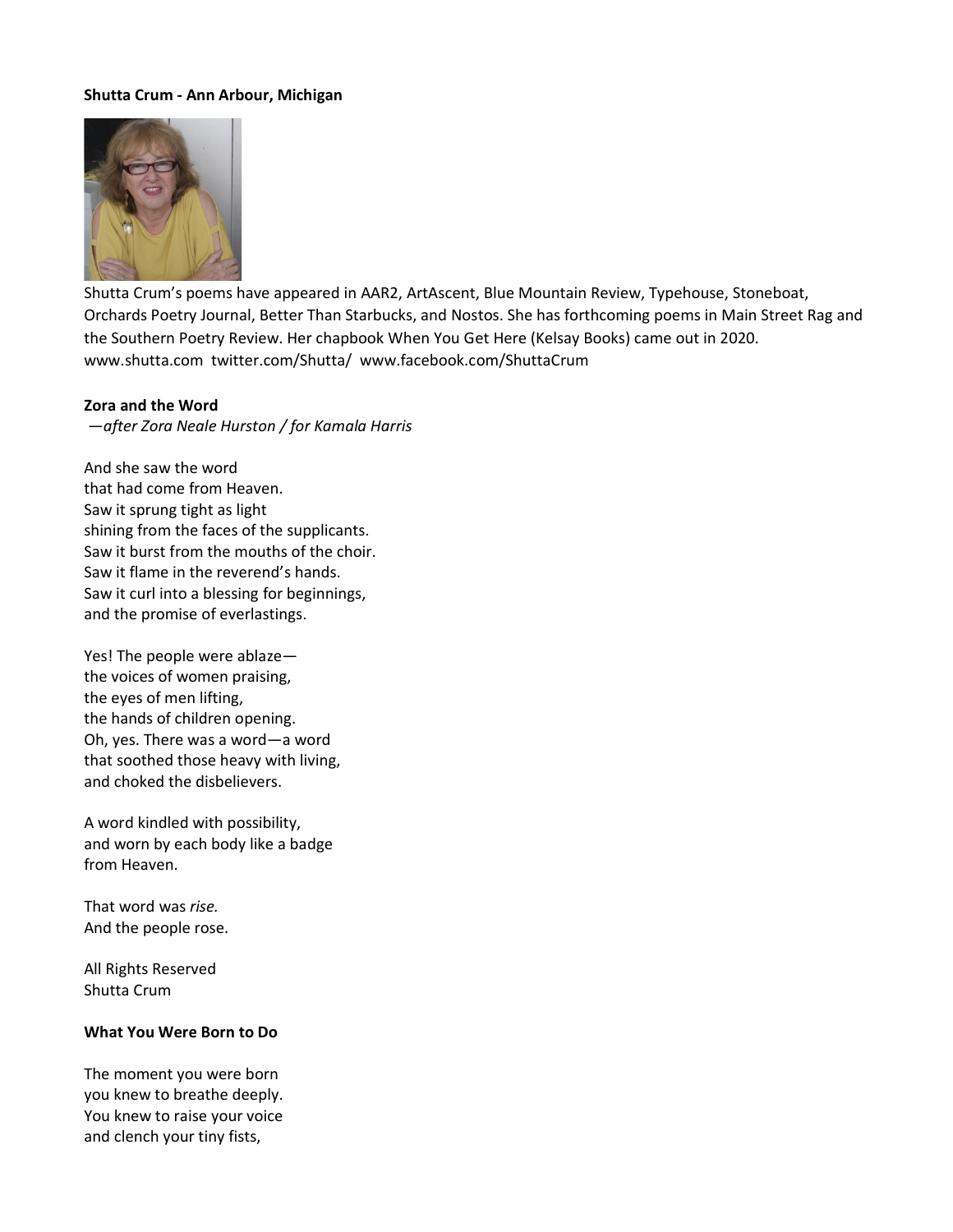**Shutta Crum - Ann Arbour, Michigan**

Shutta Crum's poems have appeared in AAR2, ArtAscent, Blue Mountain Review, Typehouse, Stoneboat, Orchards Poetry Journal, Better Than Starbucks, and Nostos. She has forthcoming poems in Main Street Rag and the Southern Poetry Review. Her chapbook When You Get Here (Kelsay Books) came out in 2020.
www.shutta.com twitter.com/Shutta/ www.facebook.com/ShuttaCrum

**Zora and the Word**

*—after Zora Neale Hurston / for Kamala Harris*

And she saw the word
that had come from Heaven.
Saw it sprung tight as light
shining from the faces of the supplicants.
Saw it burst from the mouths of the choir.
Saw it flame in the reverend's hands.
Saw it curl into a blessing for beginnings,
and the promise of everlastings.

Yes! The people were ablaze—
the voices of women praising,
the eyes of men lifting,
the hands of children opening.
Oh, yes. There was a word—a word
that soothed those heavy with living,
and choked the disbelievers.

A word kindled with possibility,
and worn by each body like a badge
from Heaven.

That word was *rise.*
And the people rose.

All Rights Reserved
Shutta Crum

**What You Were Born to Do**

The moment you were born
you knew to breathe deeply.
You knew to raise your voice
and clench your tiny fists,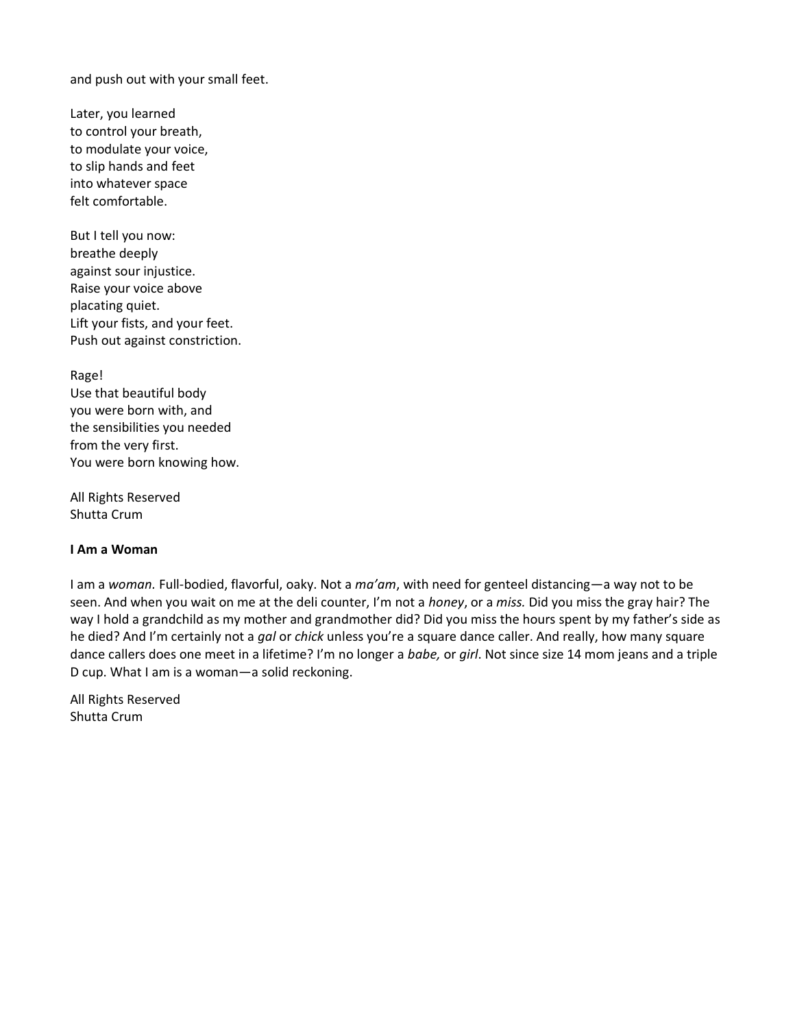and push out with your small feet.

Later, you learned  
to control your breath,  
to modulate your voice,  
to slip hands and feet  
into whatever space  
felt comfortable.

But I tell you now:  
breathe deeply  
against sour injustice.  
Raise your voice above  
placating quiet.  
Lift your fists, and your feet.  
Push out against constriction.

Rage!  
Use that beautiful body  
you were born with, and  
the sensibilities you needed  
from the very first.  
You were born knowing how.

All Rights Reserved  
Shutta Crum

**I Am a Woman**

I am a *woman.* Full-bodied, flavorful, oaky. Not a *ma'am*, with need for genteel distancing—a way not to be seen. And when you wait on me at the deli counter, I'm not a *honey*, or a *miss.* Did you miss the gray hair? The way I hold a grandchild as my mother and grandmother did? Did you miss the hours spent by my father's side as he died? And I'm certainly not a *gal* or *chick* unless you're a square dance caller. And really, how many square dance callers does one meet in a lifetime? I'm no longer a *babe,* or *girl*. Not since size 14 mom jeans and a triple D cup. What I am is a woman—a solid reckoning.

All Rights Reserved  
Shutta Crum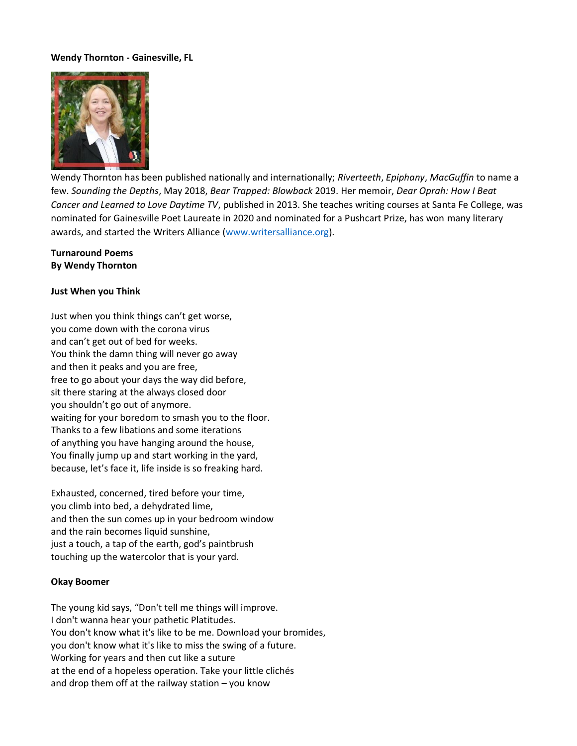**Wendy Thornton - Gainesville, FL**

Wendy Thornton has been published nationally and internationally; *Riverteeth*, *Epiphany*, *MacGuffin* to name a few. *Sounding the Depths*, May 2018, *Bear Trapped: Blowback* 2019. Her memoir, *Dear Oprah: How I Beat Cancer and Learned to Love Daytime TV*, published in 2013. She teaches writing courses at Santa Fe College, was nominated for Gainesville Poet Laureate in 2020 and nominated for a Pushcart Prize, has won many literary awards, and started the Writers Alliance (www.writersalliance.org).

**Turnaround Poems**
**By Wendy Thornton**

**Just When you Think**

Just when you think things can't get worse,
you come down with the corona virus
and can't get out of bed for weeks.
You think the damn thing will never go away
and then it peaks and you are free,
free to go about your days the way did before,
sit there staring at the always closed door
you shouldn't go out of anymore.
waiting for your boredom to smash you to the floor.
Thanks to a few libations and some iterations
of anything you have hanging around the house,
You finally jump up and start working in the yard,
because, let's face it, life inside is so freaking hard.

Exhausted, concerned, tired before your time,
you climb into bed, a dehydrated lime,
and then the sun comes up in your bedroom window
and the rain becomes liquid sunshine,
just a touch, a tap of the earth, god's paintbrush
touching up the watercolor that is your yard.

**Okay Boomer**

The young kid says, "Don't tell me things will improve.
I don't wanna hear your pathetic Platitudes.
You don't know what it's like to be me. Download your bromides,
you don't know what it's like to miss the swing of a future.
Working for years and then cut like a suture
at the end of a hopeless operation. Take your little clichés
and drop them off at the railway station – you know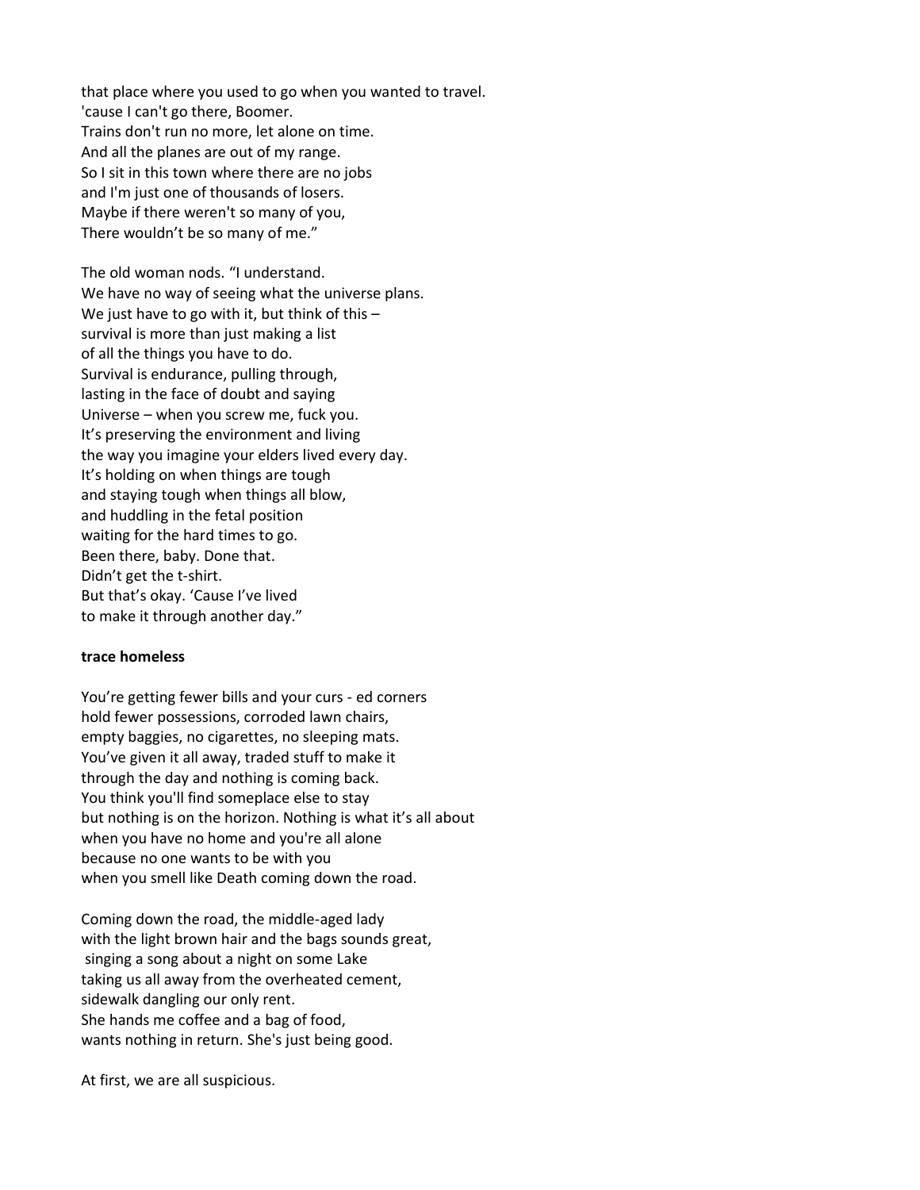that place where you used to go when you wanted to travel.
'cause I can't go there, Boomer.
Trains don't run no more, let alone on time.
And all the planes are out of my range.
So I sit in this town where there are no jobs
and I'm just one of thousands of losers.
Maybe if there weren't so many of you,
There wouldn't be so many of me."

The old woman nods. "I understand.
We have no way of seeing what the universe plans.
We just have to go with it, but think of this –
survival is more than just making a list
of all the things you have to do.
Survival is endurance, pulling through,
lasting in the face of doubt and saying
Universe – when you screw me, fuck you.
It's preserving the environment and living
the way you imagine your elders lived every day.
It's holding on when things are tough
and staying tough when things all blow,
and huddling in the fetal position
waiting for the hard times to go.
Been there, baby. Done that.
Didn't get the t-shirt.
But that's okay. 'Cause I've lived
to make it through another day."

**trace homeless**

You're getting fewer bills and your curs - ed corners
hold fewer possessions, corroded lawn chairs,
empty baggies, no cigarettes, no sleeping mats.
You've given it all away, traded stuff to make it
through the day and nothing is coming back.
You think you'll find someplace else to stay
but nothing is on the horizon. Nothing is what it's all about
when you have no home and you're all alone
because no one wants to be with you
when you smell like Death coming down the road.

Coming down the road, the middle-aged lady
with the light brown hair and the bags sounds great,
singing a song about a night on some Lake
taking us all away from the overheated cement,
sidewalk dangling our only rent.
She hands me coffee and a bag of food,
wants nothing in return. She's just being good.

At first, we are all suspicious.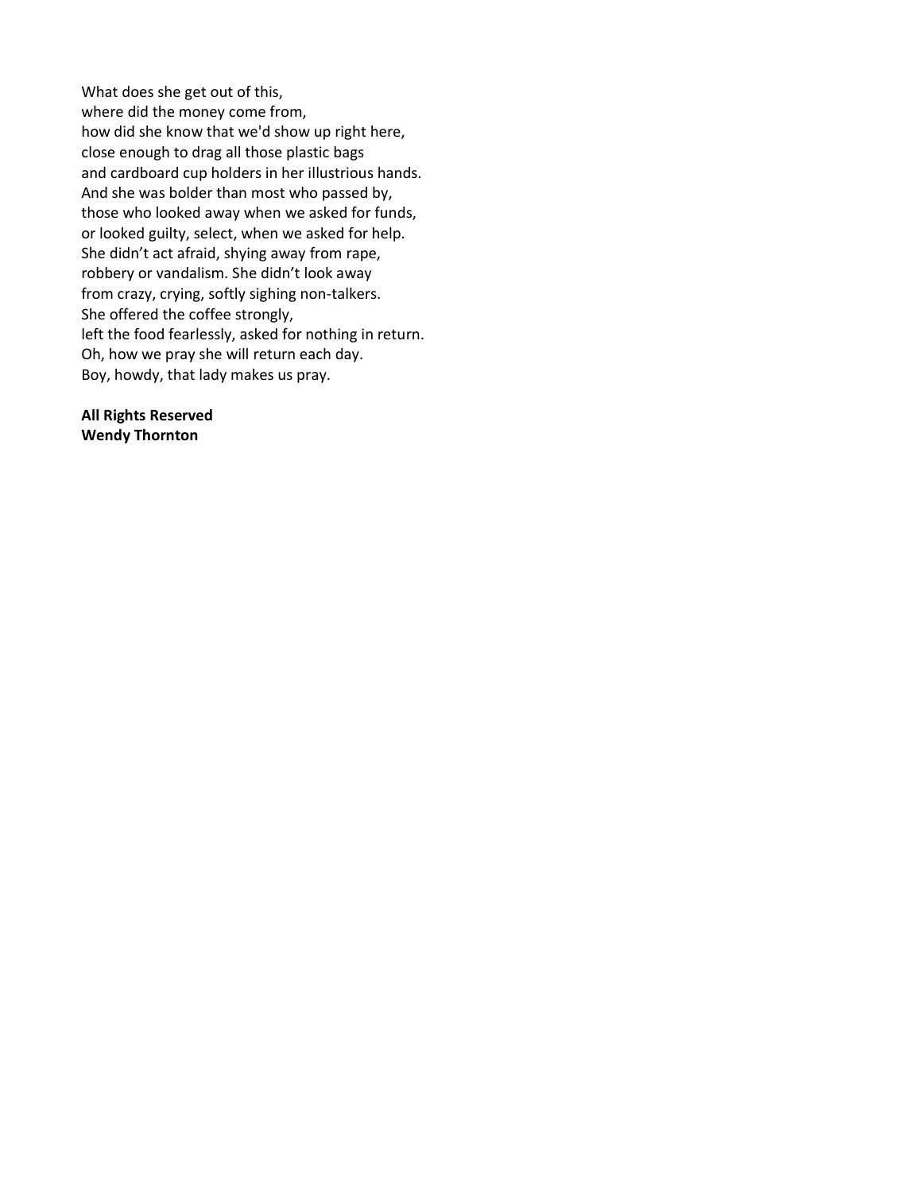What does she get out of this,
where did the money come from,
how did she know that we'd show up right here,
close enough to drag all those plastic bags
and cardboard cup holders in her illustrious hands.
And she was bolder than most who passed by,
those who looked away when we asked for funds,
or looked guilty, select, when we asked for help.
She didn't act afraid, shying away from rape,
robbery or vandalism. She didn't look away
from crazy, crying, softly sighing non-talkers.
She offered the coffee strongly,
left the food fearlessly, asked for nothing in return.
Oh, how we pray she will return each day.
Boy, howdy, that lady makes us pray.

**All Rights Reserved**
**Wendy Thornton**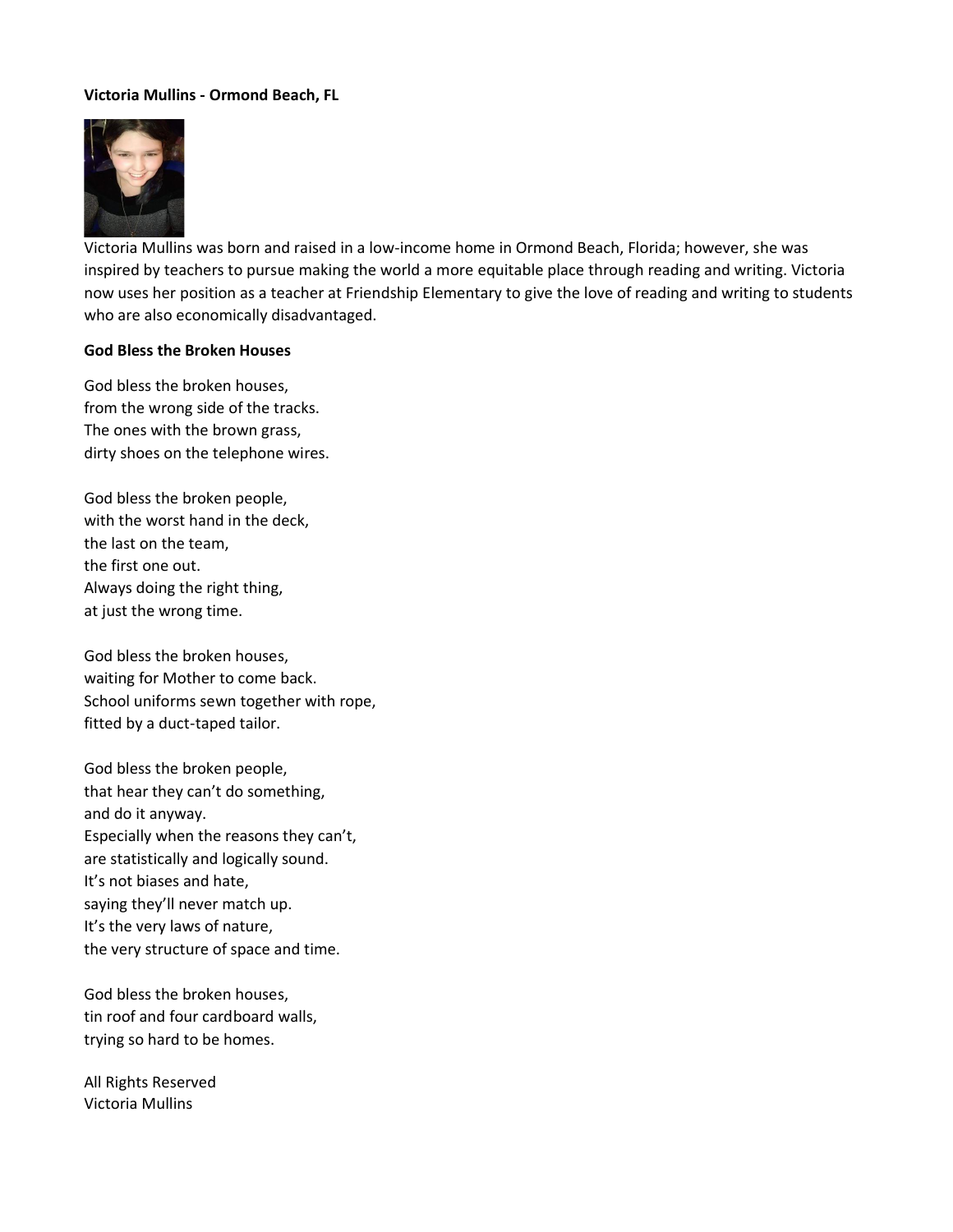**Victoria Mullins - Ormond Beach, FL**

Victoria Mullins was born and raised in a low-income home in Ormond Beach, Florida; however, she was inspired by teachers to pursue making the world a more equitable place through reading and writing. Victoria now uses her position as a teacher at Friendship Elementary to give the love of reading and writing to students who are also economically disadvantaged.

**God Bless the Broken Houses**

God bless the broken houses,
from the wrong side of the tracks.
The ones with the brown grass,
dirty shoes on the telephone wires.

God bless the broken people,
with the worst hand in the deck,
the last on the team,
the first one out.
Always doing the right thing,
at just the wrong time.

God bless the broken houses,
waiting for Mother to come back.
School uniforms sewn together with rope,
fitted by a duct-taped tailor.

God bless the broken people,
that hear they can't do something,
and do it anyway.
Especially when the reasons they can't,
are statistically and logically sound.
It's not biases and hate,
saying they'll never match up.
It's the very laws of nature,
the very structure of space and time.

God bless the broken houses,
tin roof and four cardboard walls,
trying so hard to be homes.

All Rights Reserved
Victoria Mullins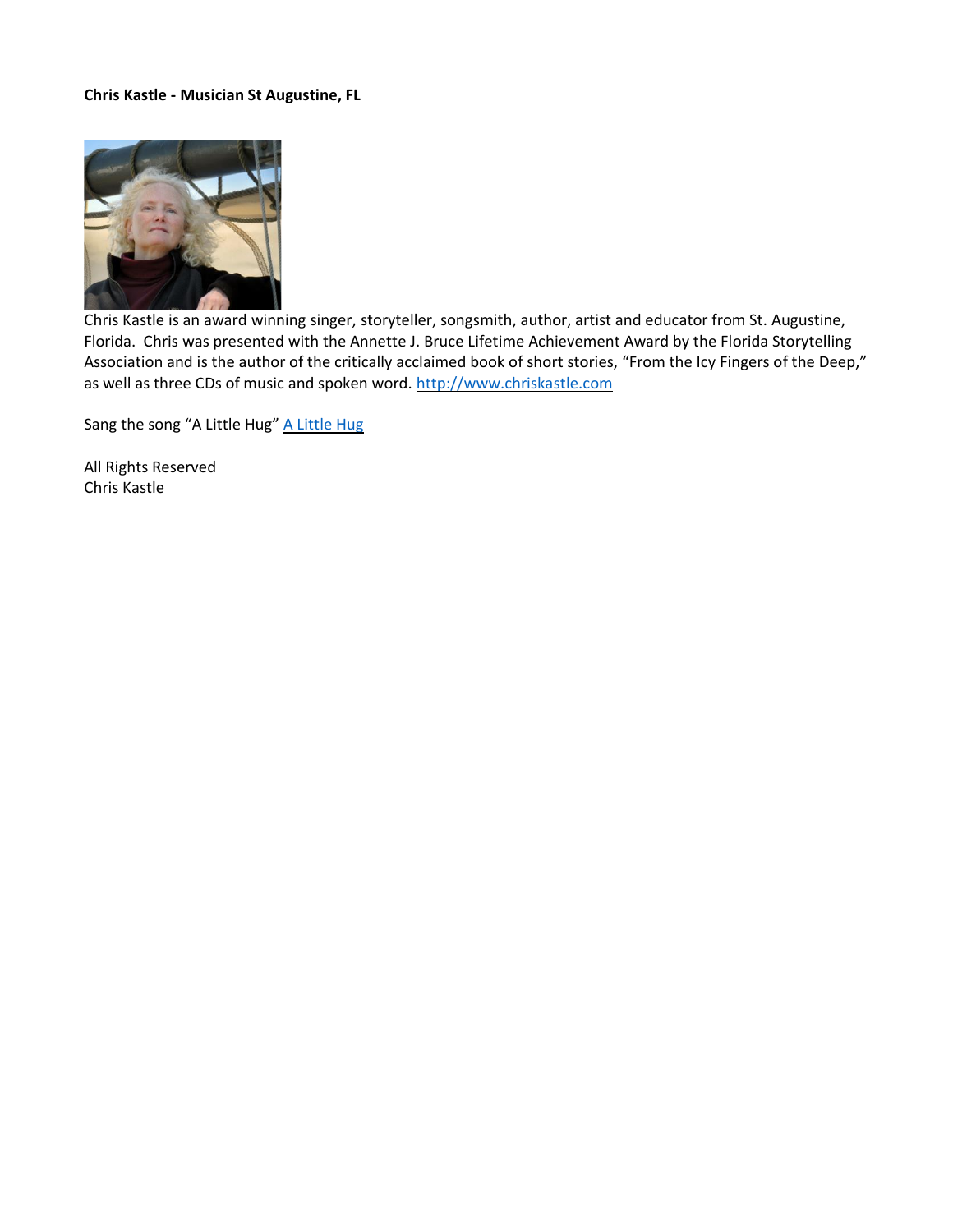**Chris Kastle - Musician St Augustine, FL**

Chris Kastle is an award winning singer, storyteller, songsmith, author, artist and educator from St. Augustine, Florida. Chris was presented with the Annette J. Bruce Lifetime Achievement Award by the Florida Storytelling Association and is the author of the critically acclaimed book of short stories, "From the Icy Fingers of the Deep," as well as three CDs of music and spoken word. [http://www.chriskastle.com](http://www.chriskastle.com)

Sang the song "A Little Hug" A Little Hug

All Rights Reserved
Chris Kastle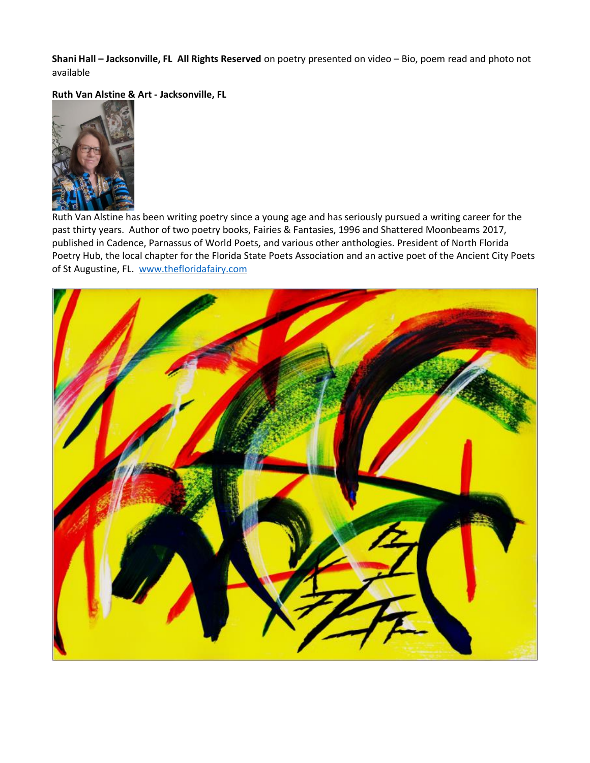**Shani Hall – Jacksonville, FL  All Rights Reserved** on poetry presented on video – Bio, poem read and photo not available

**Ruth Van Alstine & Art - Jacksonville, FL**

Ruth Van Alstine has been writing poetry since a young age and has seriously pursued a writing career for the past thirty years.  Author of two poetry books, Fairies & Fantasies, 1996 and Shattered Moonbeams 2017, published in Cadence, Parnassus of World Poets, and various other anthologies. President of North Florida Poetry Hub, the local chapter for the Florida State Poets Association and an active poet of the Ancient City Poets of St Augustine, FL.  www.thefloridafairy.com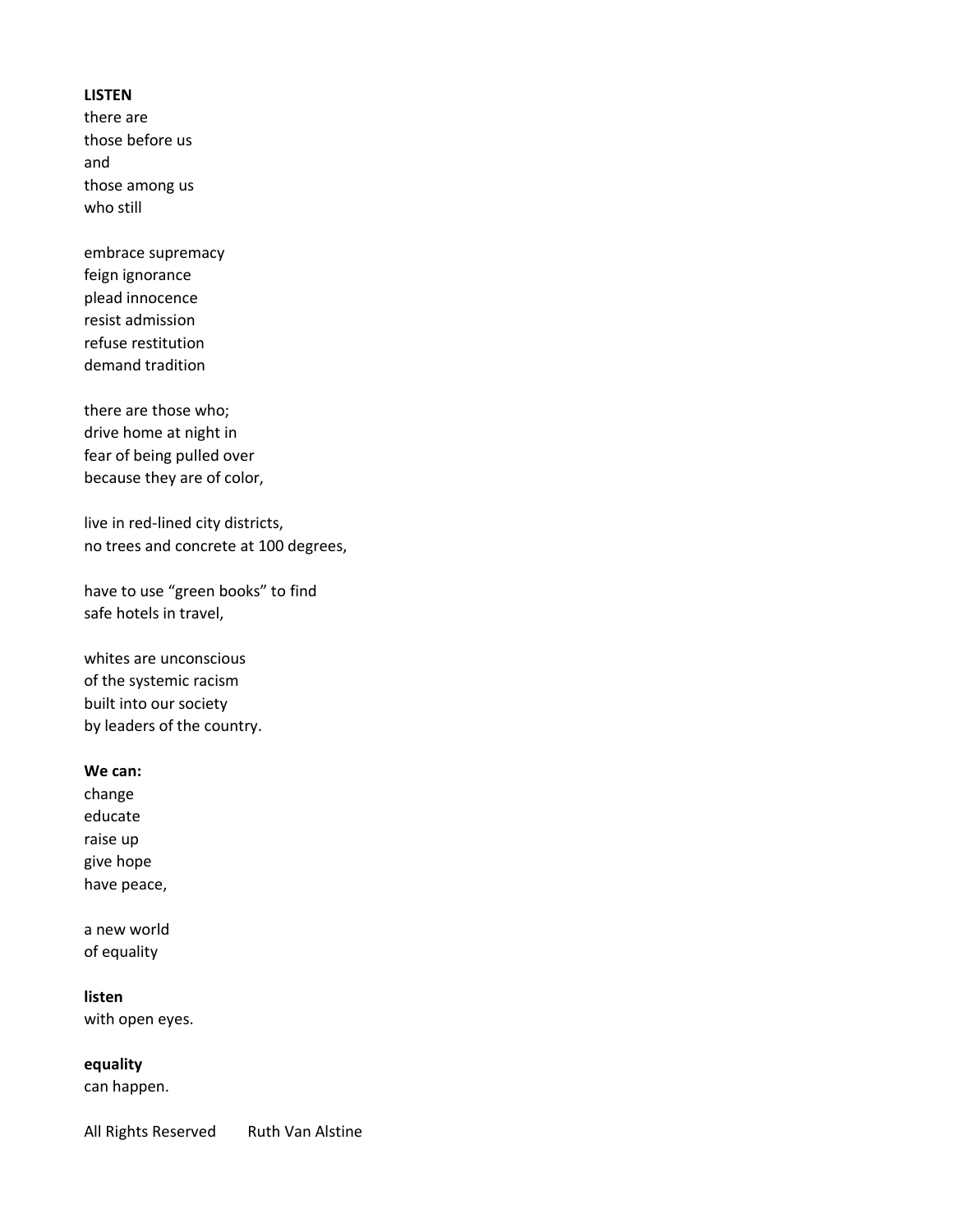**LISTEN**
there are
those before us
and
those among us
who still

embrace supremacy
feign ignorance
plead innocence
resist admission
refuse restitution
demand tradition

there are those who;
drive home at night in
fear of being pulled over
because they are of color,

live in red-lined city districts,
no trees and concrete at 100 degrees,

have to use “green books” to find
safe hotels in travel,

whites are unconscious
of the systemic racism
built into our society
by leaders of the country.

**We can:**
change
educate
raise up
give hope
have peace,

a new world
of equality

**listen**
with open eyes.

**equality**
can happen.

All Rights Reserved    Ruth Van Alstine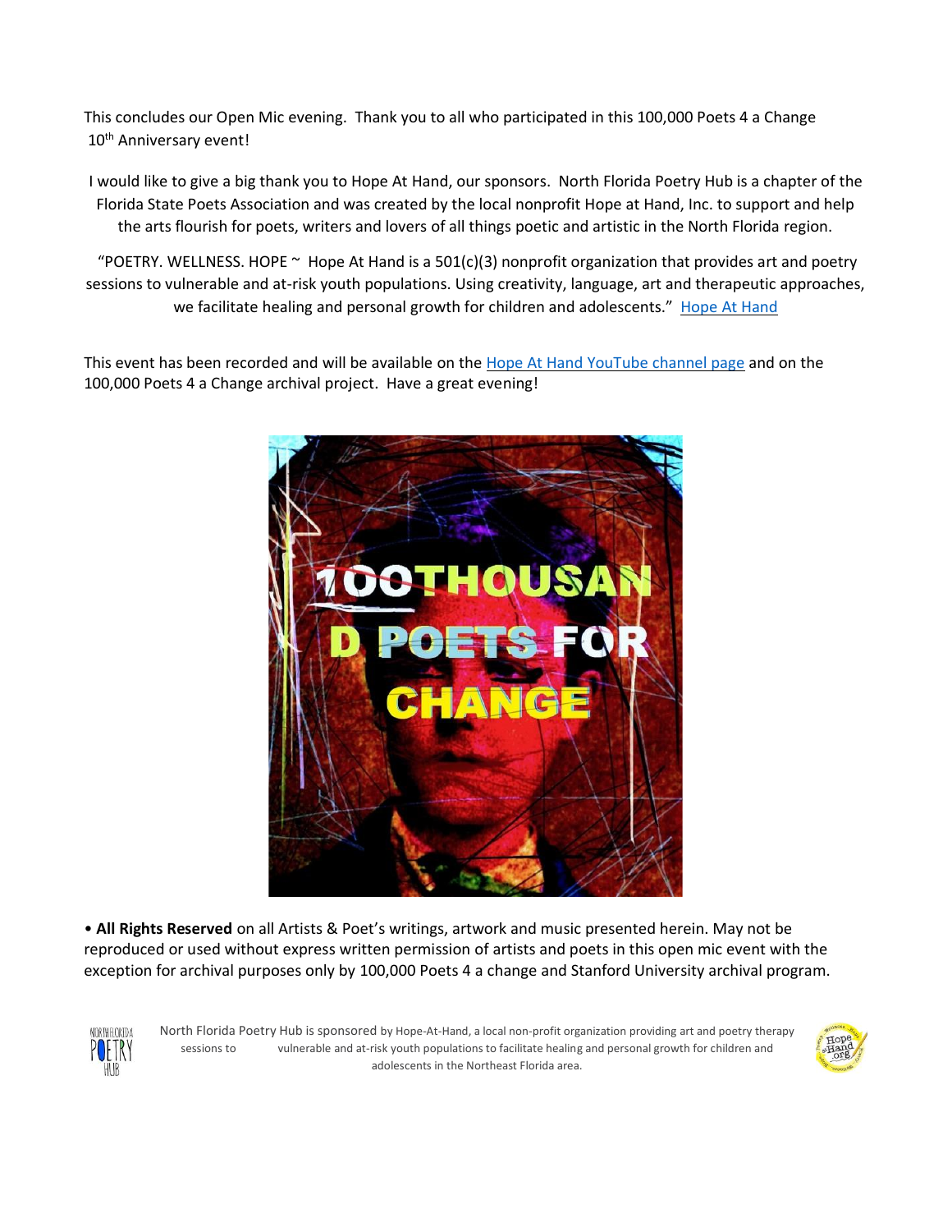This concludes our Open Mic evening. Thank you to all who participated in this 100,000 Poets 4 a Change 10th Anniversary event!

I would like to give a big thank you to Hope At Hand, our sponsors. North Florida Poetry Hub is a chapter of the Florida State Poets Association and was created by the local nonprofit Hope at Hand, Inc. to support and help the arts flourish for poets, writers and lovers of all things poetic and artistic in the North Florida region.

"POETRY. WELLNESS. HOPE ~ Hope At Hand is a 501(c)(3) nonprofit organization that provides art and poetry sessions to vulnerable and at-risk youth populations. Using creativity, language, art and therapeutic approaches, we facilitate healing and personal growth for children and adolescents." Hope At Hand

This event has been recorded and will be available on the Hope At Hand YouTube channel page and on the 100,000 Poets 4 a Change archival project. Have a great evening!

100THOUSAND POETS FOR CHANGE

• **All Rights Reserved** on all Artists & Poet's writings, artwork and music presented herein. May not be reproduced or used without express written permission of artists and poets in this open mic event with the exception for archival purposes only by 100,000 Poets 4 a change and Stanford University archival program.

North Florida Poetry Hub is sponsored by Hope-At-Hand, a local non-profit organization providing art and poetry therapy sessions to vulnerable and at-risk youth populations to facilitate healing and personal growth for children and adolescents in the Northeast Florida area.